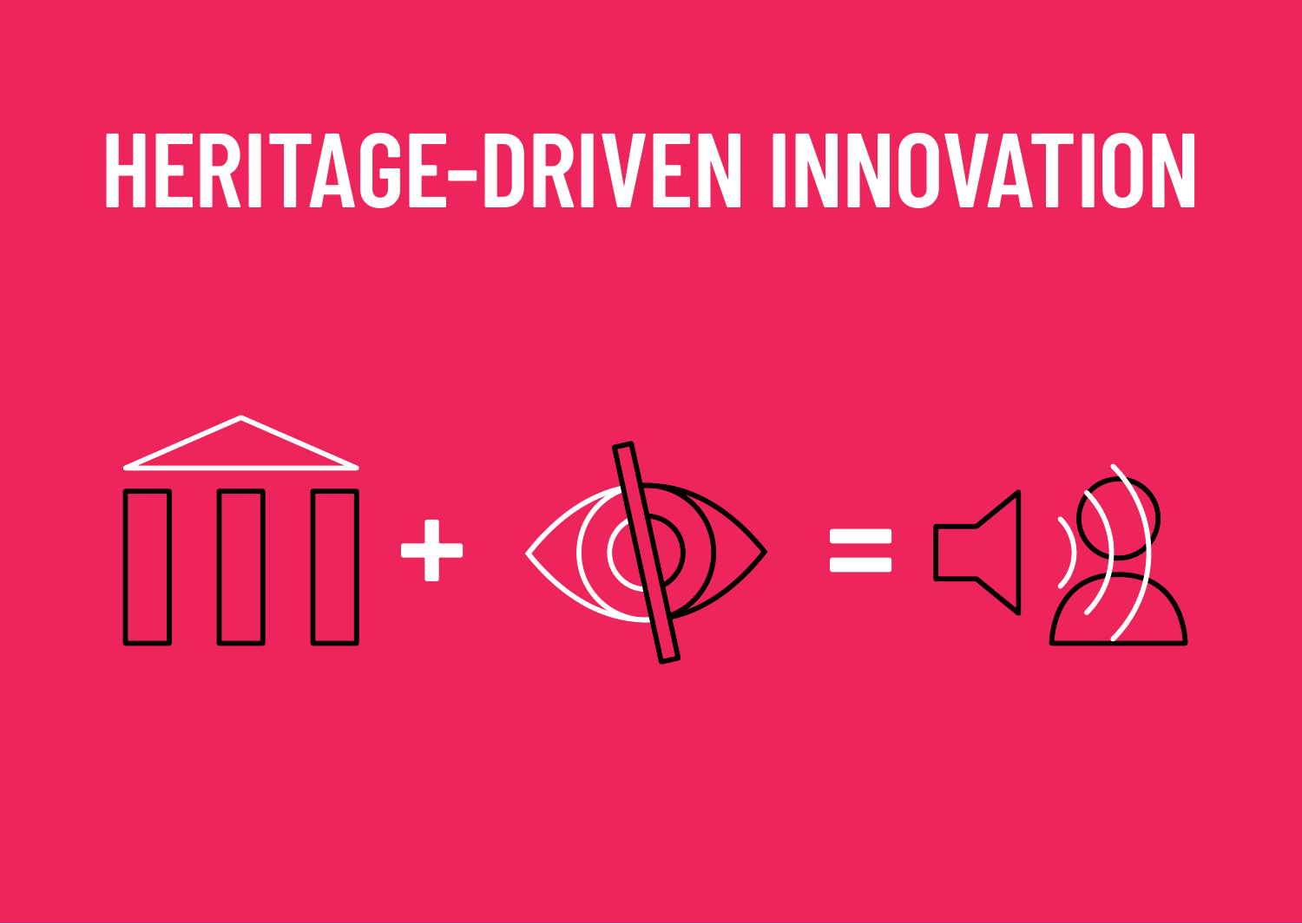# HERITAGE-DRIVEN INNOVATION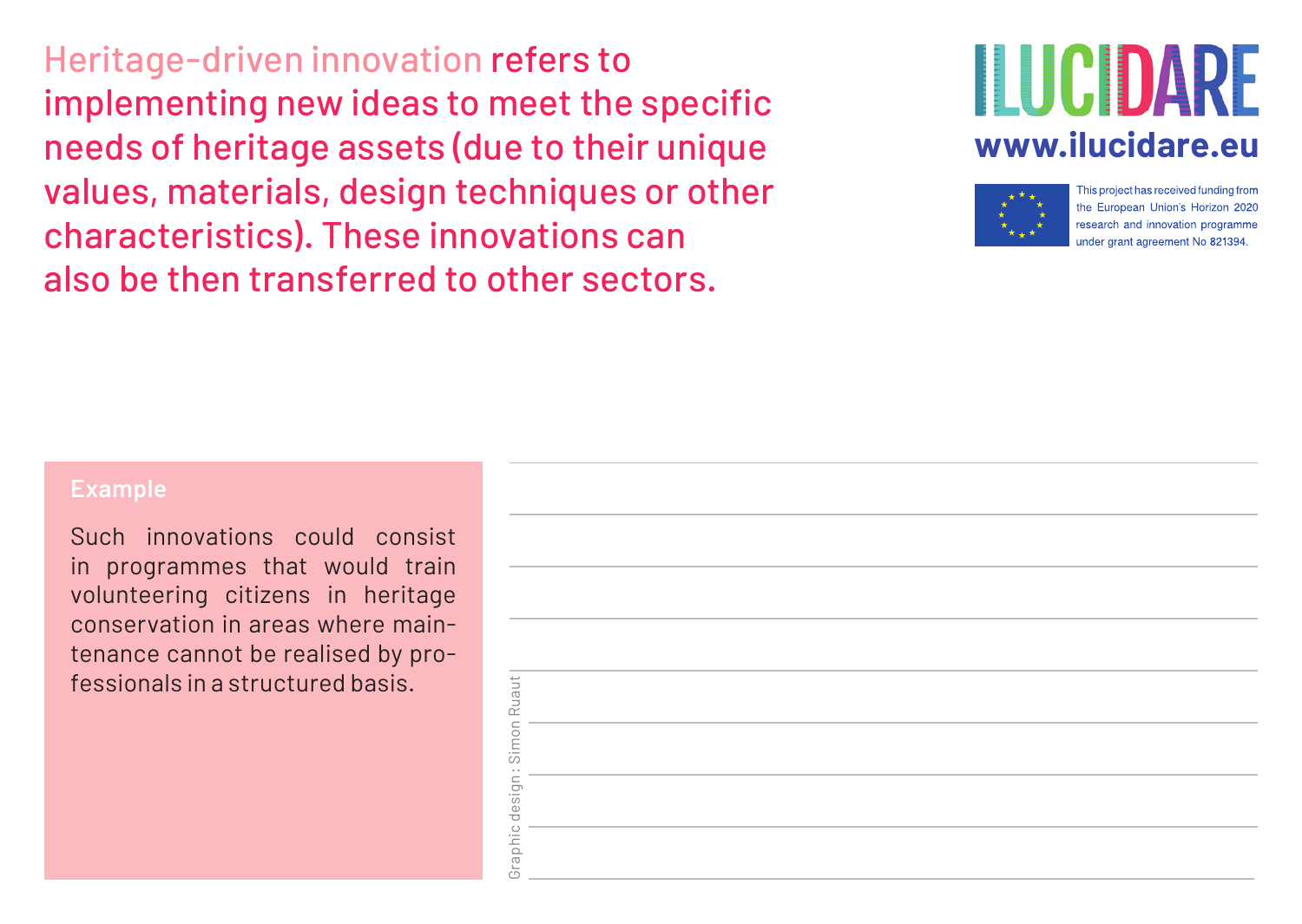Heritage-driven innovation refers to implementing new ideas to meet the specific needs of heritage assets (due to their unique values, materials, design techniques or other characteristics). These innovations can also be then transferred to other sectors.

ILUCIDARE

www.ilucidare.eu

This project has received funding from the European Union's Horizon 2020 research and innovation programme under grant agreement No 821394.

**Example**

Such innovations could consist in programmes that would train volunteering citizens in heritage conservation in areas where maintenance cannot be realised by professionals in a structured basis.

Graphic design : Simon Ruaut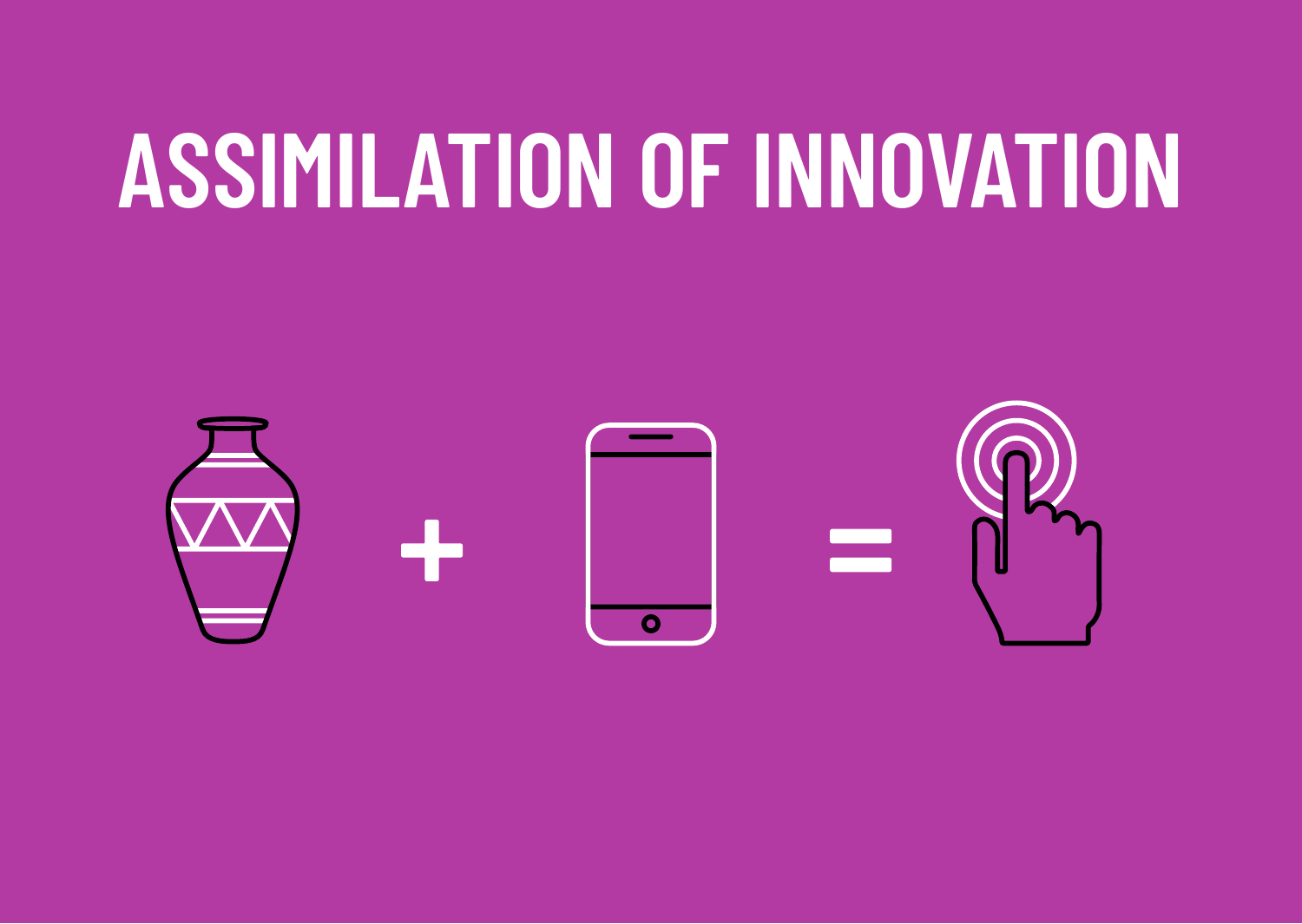# ASSIMILATION OF INNOVATION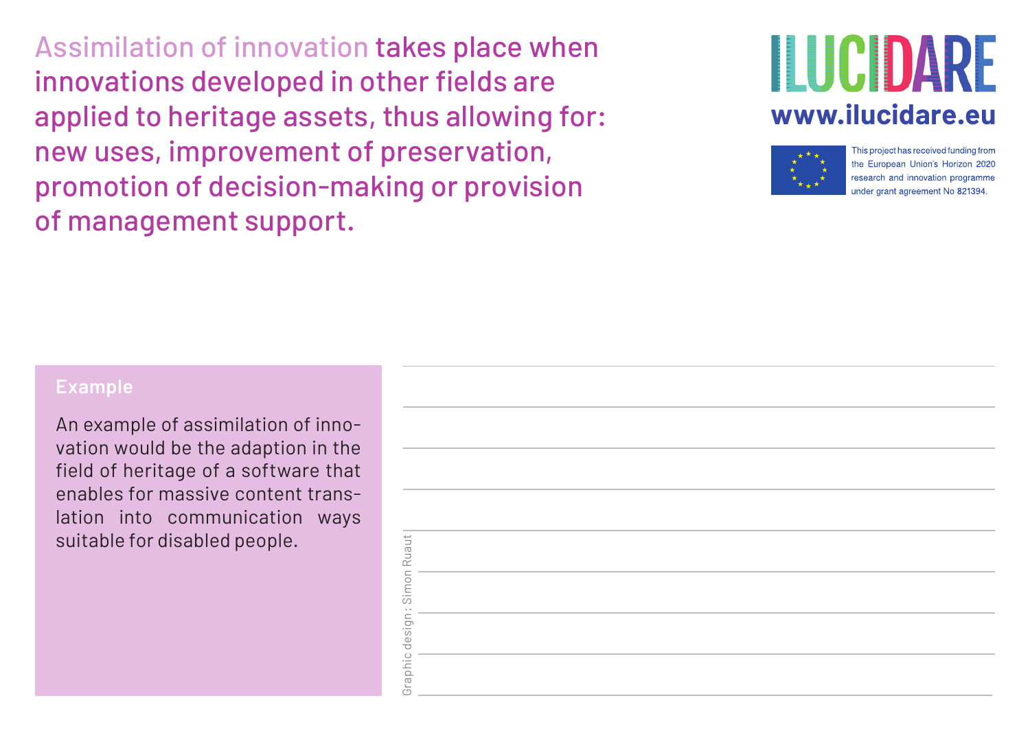Assimilation of innovation takes place when innovations developed in other fields are applied to heritage assets, thus allowing for: new uses, improvement of preservation, promotion of decision-making or provision of management support.

ILUCIDARE

www.ilucidare.eu

This project has received funding from the European Union's Horizon 2020 research and innovation programme under grant agreement No 821394.

**Example**

An example of assimilation of innovation would be the adaption in the field of heritage of a software that enables for massive content translation into communication ways suitable for disabled people.

Graphic design : Simon Ruaut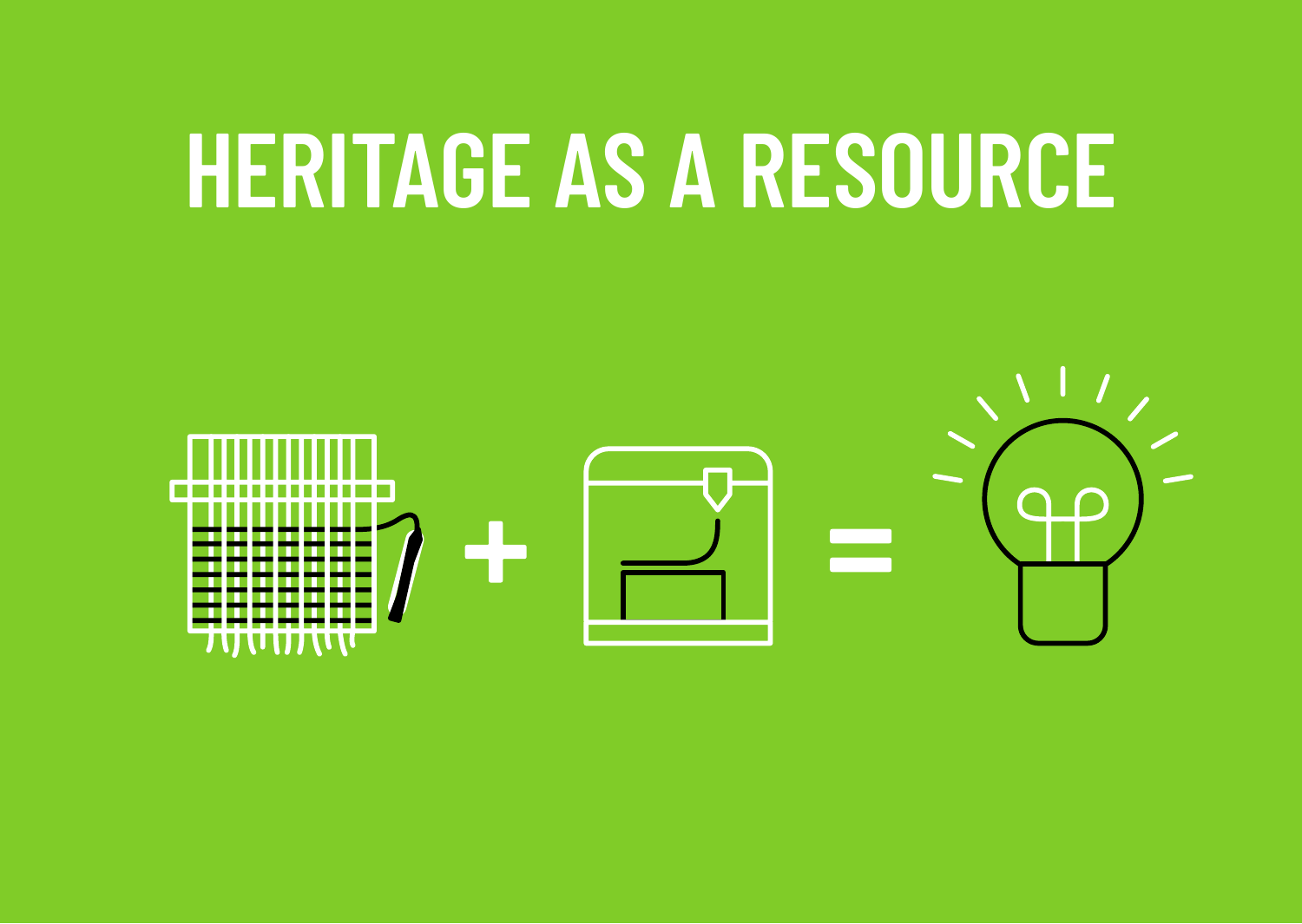# HERITAGE AS A RESOURCE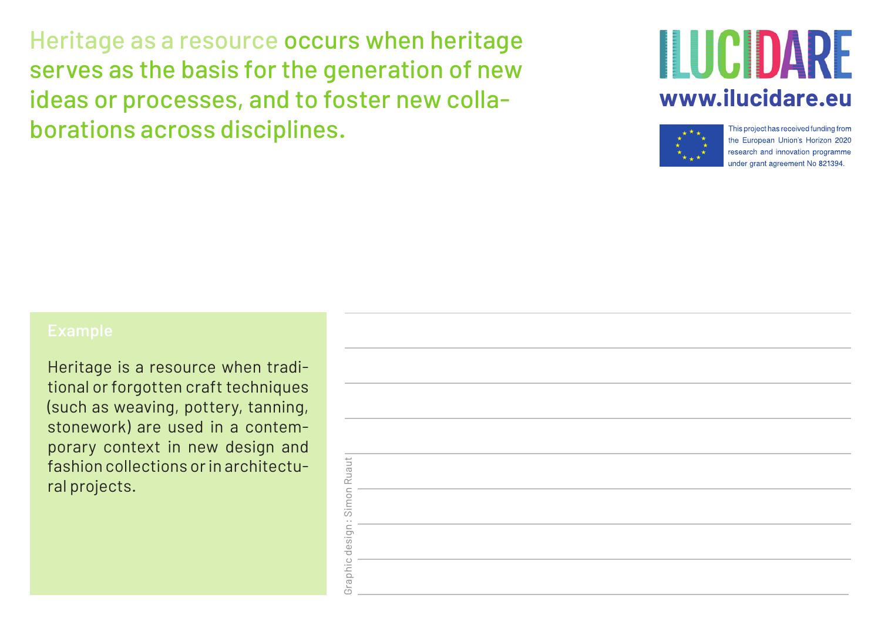**Heritage as a resource** occurs when heritage serves as the basis for the generation of new ideas or processes, and to foster new collaborations across disciplines.

ILUCIDARE
www.ilucidare.eu

This project has received funding from the European Union's Horizon 2020 research and innovation programme under grant agreement No 821394.

**Example**

Heritage is a resource when traditional or forgotten craft techniques (such as weaving, pottery, tanning, stonework) are used in a contemporary context in new design and fashion collections or in architectural projects.

Graphic design : Simon Ruaut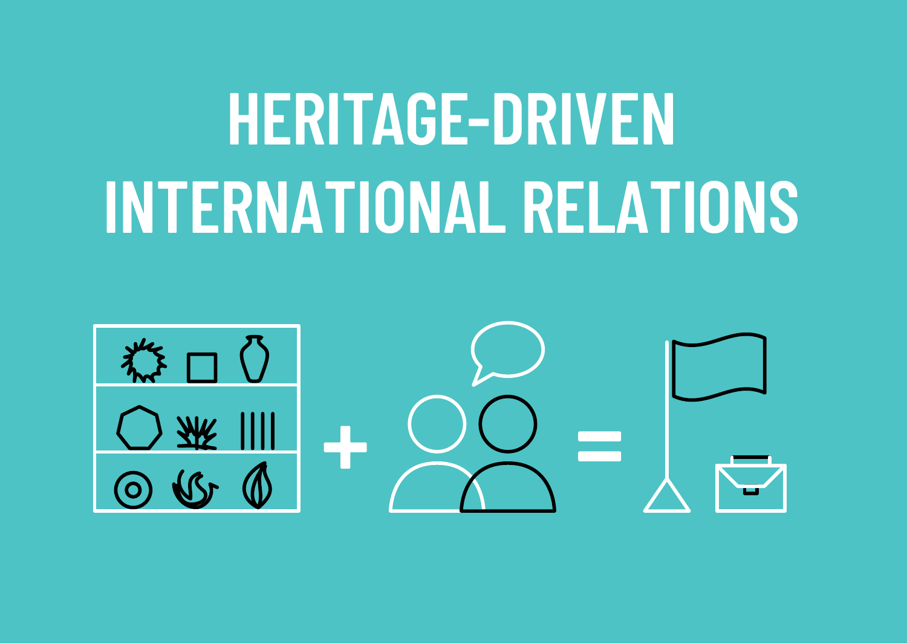# HERITAGE-DRIVEN INTERNATIONAL RELATIONS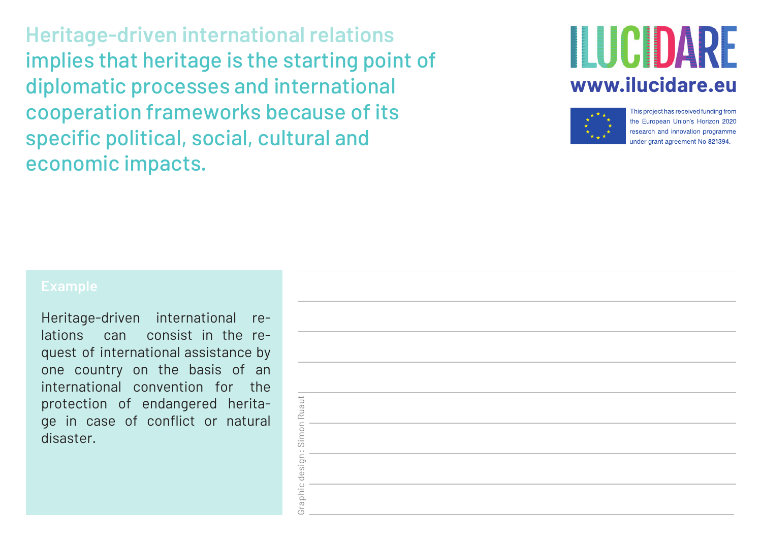**Heritage-driven international relations** implies that heritage is the starting point of diplomatic processes and international cooperation frameworks because of its specific political, social, cultural and economic impacts.

ILUCIDARE

www.ilucidare.eu

This project has received funding from the European Union's Horizon 2020 research and innovation programme under grant agreement No 821394.

### Example

Heritage-driven international relations can consist in the request of international assistance by one country on the basis of an international convention for the protection of endangered heritage in case of conflict or natural disaster.

Graphic design : Simon Ruaut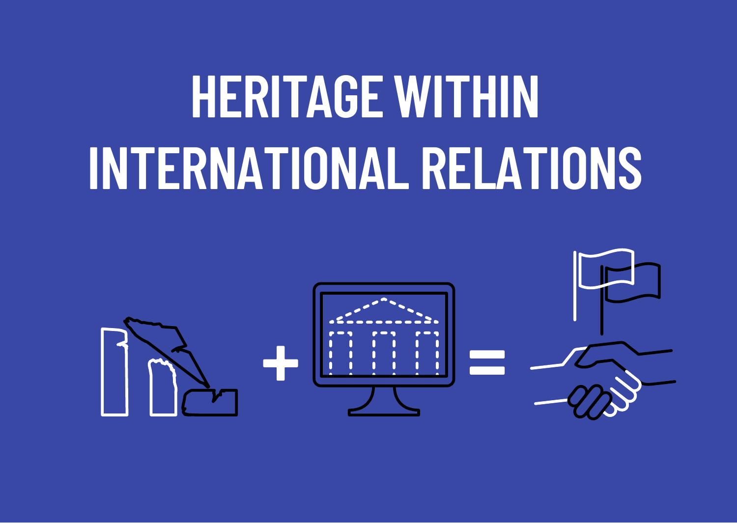# HERITAGE WITHIN INTERNATIONAL RELATIONS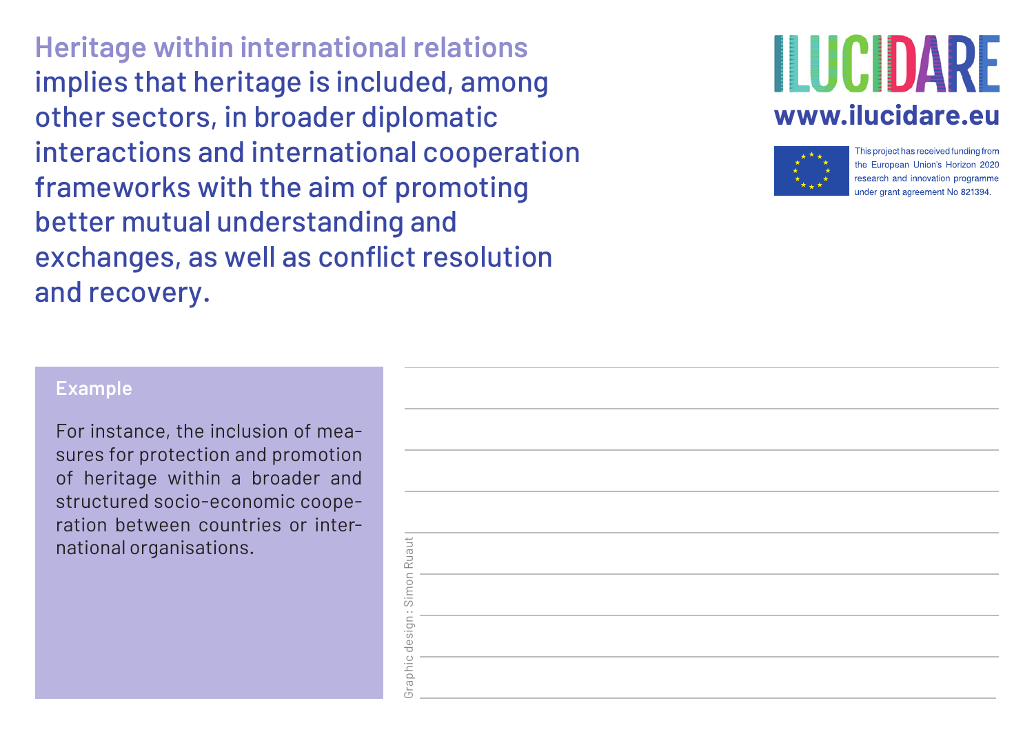**Heritage within international relations** implies that heritage is included, among other sectors, in broader diplomatic interactions and international cooperation frameworks with the aim of promoting better mutual understanding and exchanges, as well as conflict resolution and recovery.

ILUCIDARE

**www.ilucidare.eu**

This project has received funding from the European Union's Horizon 2020 research and innovation programme under grant agreement No 821394.

**Example**

For instance, the inclusion of measures for protection and promotion of heritage within a broader and structured socio-economic cooperation between countries or international organisations.

Graphic design : Simon Ruaut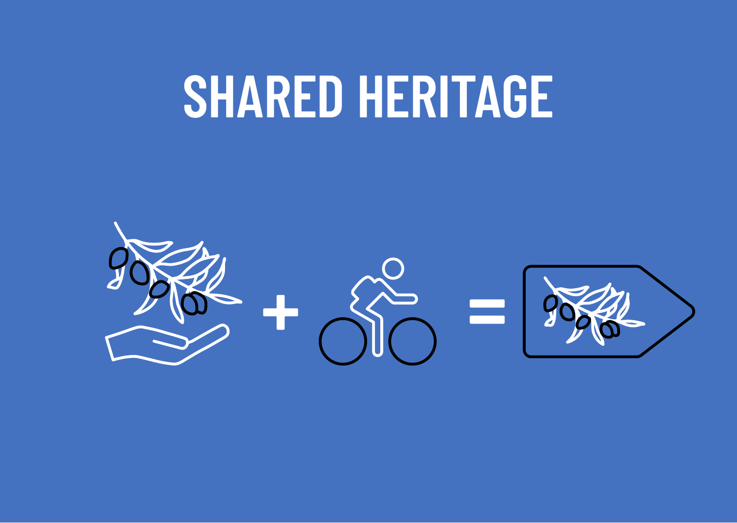# SHARED HERITAGE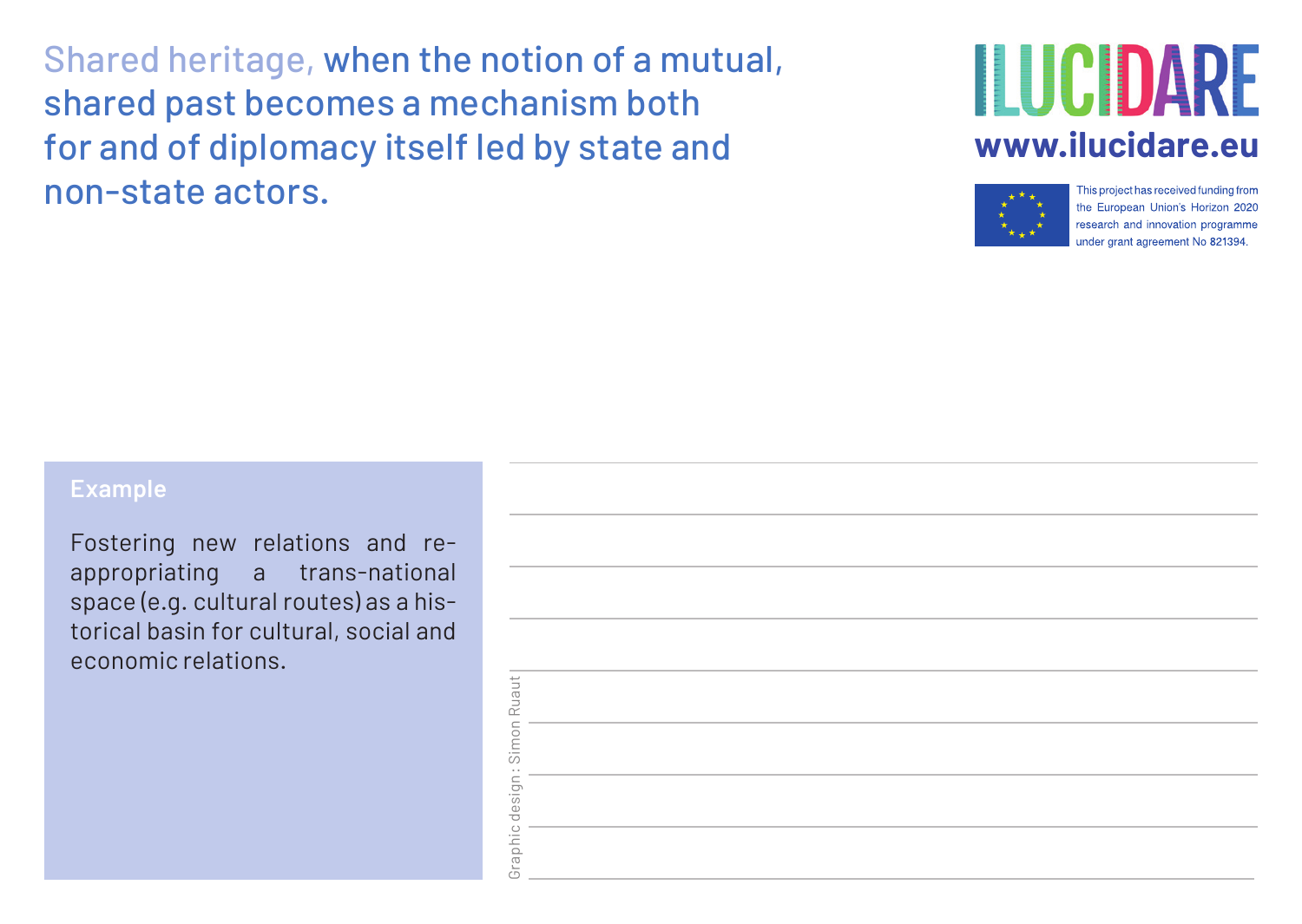Shared heritage, when the notion of a mutual, shared past becomes a mechanism both for and of diplomacy itself led by state and non-state actors.

ILUCIDARE

www.ilucidare.eu

This project has received funding from the European Union's Horizon 2020 research and innovation programme under grant agreement No 821394.

**Example**

Fostering new relations and re-appropriating a trans-national space (e.g. cultural routes) as a historical basin for cultural, social and economic relations.

Graphic design : Simon Ruaut